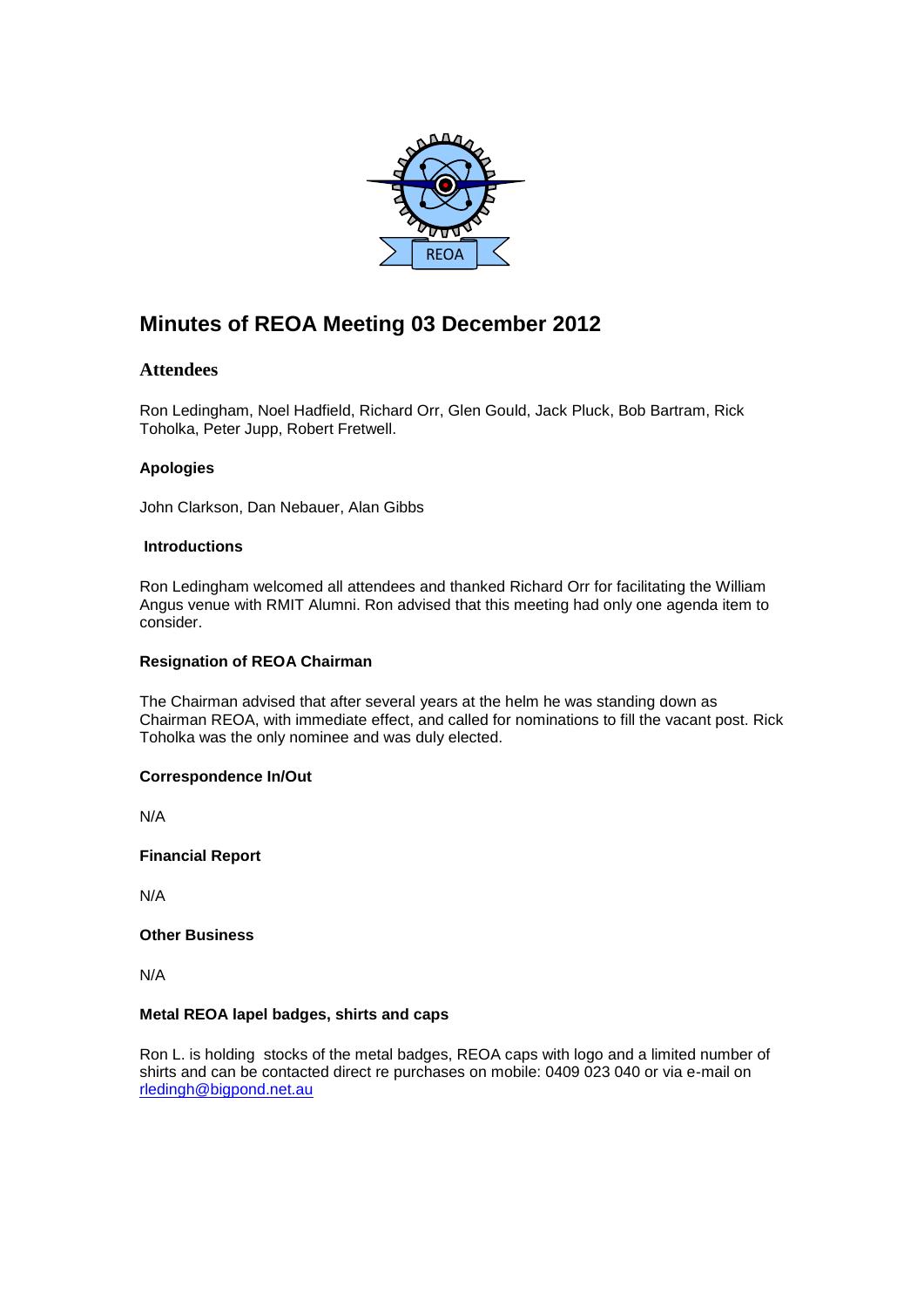REOA

# Minutes of REOA Meeting 03 December 2012

## Attendees

Ron Ledingham, Noel Hadfield, Richard Orr, Glen Gould, Jack Pluck, Bob Bartram, Rick Toholka, Peter Jupp, Robert Fretwell.

### Apologies

John Clarkson, Dan Nebauer, Alan Gibbs

### Introductions

Ron Ledingham welcomed all attendees and thanked Richard Orr for facilitating the William Angus venue with RMIT Alumni. Ron advised that this meeting had only one agenda item to consider.

### Resignation of REOA Chairman

The Chairman advised that after several years at the helm he was standing down as Chairman REOA, with immediate effect, and called for nominations to fill the vacant post. Rick Toholka was the only nominee and was duly elected.

### Correspondence In/Out

N/A

### Financial Report

N/A

### Other Business

N/A

### Metal REOA lapel badges, shirts and caps

Ron L. is holding stocks of the metal badges, REOA caps with logo and a limited number of shirts and can be contacted direct re purchases on mobile: 0409 023 040 or via e-mail on rledingh@bigpond.net.au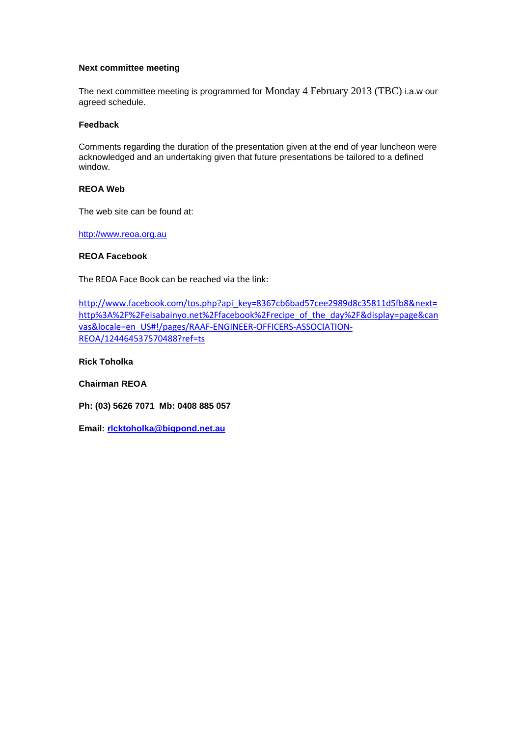**Next committee meeting**

The next committee meeting is programmed for Monday 4 February 2013 (TBC) i.a.w our agreed schedule.

**Feedback**

Comments regarding the duration of the presentation given at the end of year luncheon were acknowledged and an undertaking given that future presentations be tailored to a defined window.

**REOA Web**

The web site can be found at:

http://www.reoa.org.au

**REOA Facebook**

The REOA Face Book can be reached via the link:

http://www.facebook.com/tos.php?api_key=8367cb6bad57cee2989d8c35811d5fb8&next=http%3A%2F%2Feisabainyo.net%2Ffacebook%2Frecipe_of_the_day%2F&display=page&canvas&locale=en_US#!/pages/RAAF-ENGINEER-OFFICERS-ASSOCIATION-REOA/124464537570488?ref=ts

**Rick Toholka**

**Chairman REOA**

**Ph: (03) 5626 7071  Mb: 0408 885 057**

**Email: rlcktoholka@bigpond.net.au**